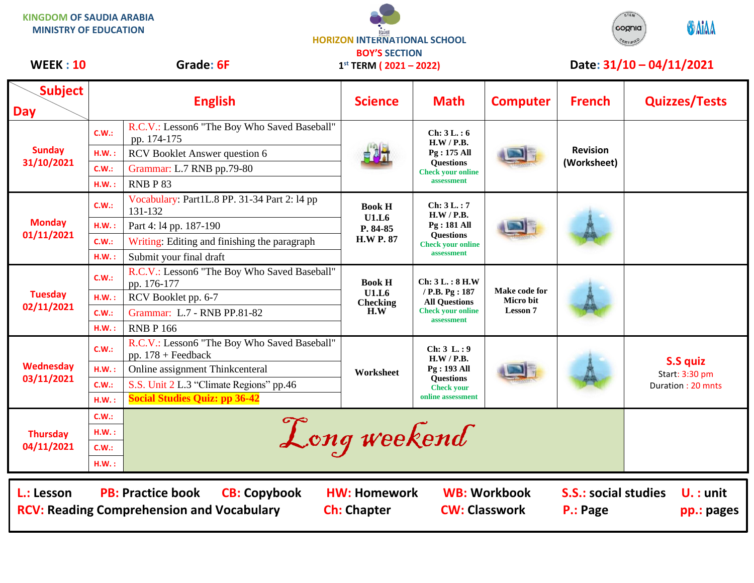KINGDOM OF SAUDIA ARABIA
MINISTRY OF EDUCATION

HORIZON INTERNATIONAL SCHOOL
BOY'S SECTION
1st TERM ( 2021 – 2022)

**WEEK : 10** **Grade: 6F** **Date: 31/10 – 04/11/2021**

| Day | | English | Science | Math | Computer | French | Quizzes/Tests |
|---|---|---|---|---|---|---|---|
| Sunday 31/10/2021 | C.W.: | R.C.V.: Lesson6 "The Boy Who Saved Baseball" pp. 174-175 | | Ch: 3 L. : 6 H.W / P.B. Pg : 175 All Questions Check your online assessment | | Revision (Worksheet) | |
| | H.W. : | RCV Booklet Answer question 6 | | | | | |
| | C.W.: | Grammar: L.7 RNB pp.79-80 | | | | | |
| | H.W. : | RNB P 83 | | | | | |
| Monday 01/11/2021 | C.W.: | Vocabulary: Part1L.8 PP. 31-34 Part 2: l4 pp 131-132 | Book H U1.L6 P. 84-85 H.W P. 87 | Ch: 3 L. : 7 H.W / P.B. Pg : 181 All Questions Check your online assessment | | | |
| | H.W. : | Part 4: l4 pp. 187-190 | | | | | |
| | C.W.: | Writing: Editing and finishing the paragraph | | | | | |
| | H.W. : | Submit your final draft | | | | | |
| Tuesday 02/11/2021 | C.W.: | R.C.V.: Lesson6 "The Boy Who Saved Baseball" pp. 176-177 | Book H U1.L6 Checking H.W | Ch: 3 L. : 8 H.W / P.B. Pg : 187 All Questions Check your online assessment | Make code for Micro bit Lesson 7 | | |
| | H.W. : | RCV Booklet pp. 6-7 | | | | | |
| | C.W.: | Grammar: L.7 - RNB PP.81-82 | | | | | |
| | H.W. : | RNB P 166 | | | | | |
| Wednesday 03/11/2021 | C.W.: | R.C.V.: Lesson6 "The Boy Who Saved Baseball" pp. 178 + Feedback | Worksheet | Ch: 3 L. : 9 H.W / P.B. Pg : 193 All Questions Check your online assessment | | | **S.S quiz** Start: 3:30 pm Duration : 20 mnts |
| | H.W. : | Online assignment Thinkcenteral | | | | | |
| | C.W.: | S.S. Unit 2 L.3 "Climate Regions" pp.46 | | | | | |
| | H.W. : | **Social Studies Quiz: pp 36-42** | | | | | |
| Thursday 04/11/2021 | C.W.: | *Long weekend* | | | | | |
| | H.W. : | | | | | | |
| | C.W.: | | | | | | |
| | H.W. : | | | | | | |

**L.:** Lesson **PB:** Practice book **CB:** Copybook **HW:** Homework **WB:** Workbook **S.S.:** social studies **U. :** unit
**RCV:** Reading Comprehension and Vocabulary **Ch:** Chapter **CW:** Classwork **P.:** Page **pp.:** pages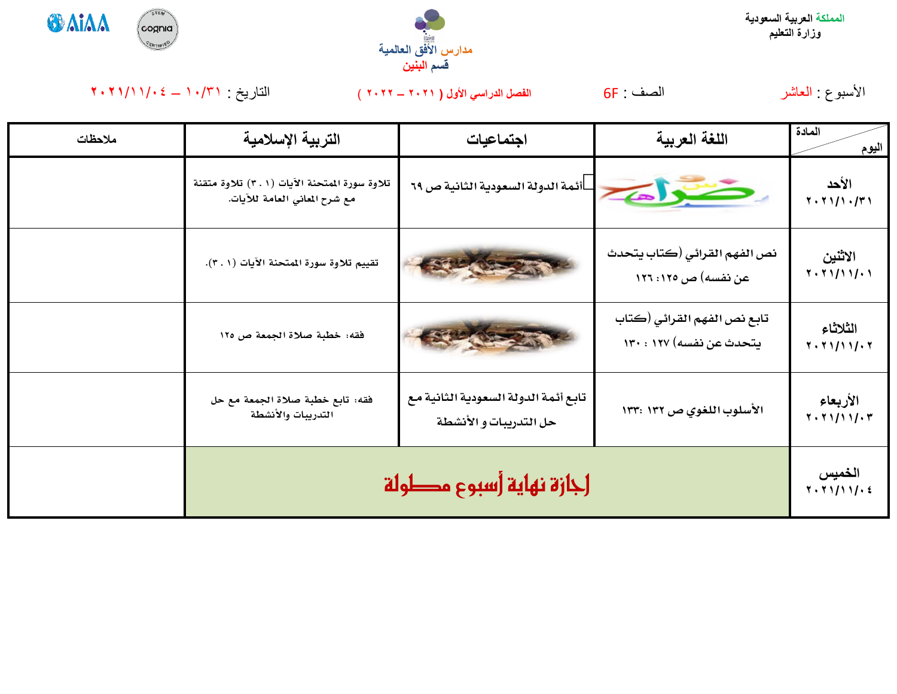المملكة العربية السعودية
وزارة التعليم

مدارس الأفق العالمية
قسم البنين

الأسبوع : العاشر　　الصف : 6F　　الفصل الدراسي الأول ( ٢٠٢١ – ٢٠٢٢ )　　التاريخ : ١٠/٣١ – ٢٠٢١/١١/٠٤

| المادة / اليوم | اللغة العربية | اجتماعيات | التربية الإسلامية | ملاحظات |
|---|---|---|---|---|
| الأحد ٢٠٢١/١٠/٣١ | | أئمة الدولة السعودية الثانية ص ٦٩ | تلاوة سورة الممتحنة الآيات (١ . ٣) تلاوة متقنة مع شرح المعاني العامة للآيات. | |
| الاثنين ٢٠٢١/١١/٠١ | نص الفهم القرائي (كتاب يتحدث عن نفسه) ص ١٢٥: ١٢٦ | | تقييم تلاوة سورة الممتحنة الآيات (١ . ٣). | |
| الثلاثاء ٢٠٢١/١١/٠٢ | تابع نص الفهم القرائي (كتاب يتحدث عن نفسه) ١٢٧ : ١٣٠ | | فقه: خطبة صلاة الجمعة ص ١٢٥ | |
| الأربعاء ٢٠٢١/١١/٠٣ | الأسلوب اللغوي ص ١٣٢ :١٣٣ | تابع أئمة الدولة السعودية الثانية مع حل التدريبات و الأنشطة | فقه: تابع خطبة صلاة الجمعة مع حل التدريبات والأنشطة | |
| الخميس ٢٠٢١/١١/٠٤ | إجازة نهاية أسبوع مطولة | | | |